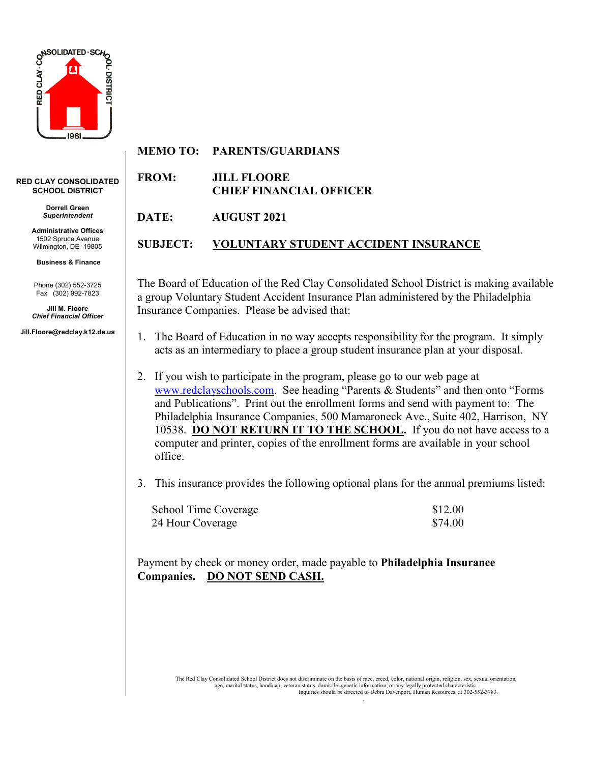**RED CLAY CONSOLIDATED SCHOOL DISTRICT**

**Dorrell Green**
***Superintendent***

**Administrative Offices**
1502 Spruce Avenue
Wilmington, DE 19805

**Business & Finance**

Phone (302) 552-3725
Fax (302) 992-7823

**Jill M. Floore**
***Chief Financial Officer***

**Jill.Floore@redclay.k12.de.us**

**MEMO TO: PARENTS/GUARDIANS**

**FROM: JILL FLOORE**
**CHIEF FINANCIAL OFFICER**

**DATE: AUGUST 2021**

**SUBJECT: <u>VOLUNTARY STUDENT ACCIDENT INSURANCE</u>**

The Board of Education of the Red Clay Consolidated School District is making available a group Voluntary Student Accident Insurance Plan administered by the Philadelphia Insurance Companies. Please be advised that:

1. The Board of Education in no way accepts responsibility for the program. It simply acts as an intermediary to place a group student insurance plan at your disposal.

2. If you wish to participate in the program, please go to our web page at www.redclayschools.com. See heading "Parents & Students" and then onto "Forms and Publications". Print out the enrollment forms and send with payment to: The Philadelphia Insurance Companies, 500 Mamaroneck Ave., Suite 402, Harrison, NY 10538. **<u>DO NOT RETURN IT TO THE SCHOOL</u>.** If you do not have access to a computer and printer, copies of the enrollment forms are available in your school office.

3. This insurance provides the following optional plans for the annual premiums listed:

| | |
|---|---|
| School Time Coverage | $12.00 |
| 24 Hour Coverage | $74.00 |

Payment by check or money order, made payable to **Philadelphia Insurance Companies. <u>DO NOT SEND CASH.</u>**

The Red Clay Consolidated School District does not discriminate on the basis of race, creed, color, national origin, religion, sex, sexual orientation, age, marital status, handicap, veteran status, domicile, genetic information, or any legally protected characteristic. Inquiries should be directed to Debra Davenport, Human Resources, at 302-552-3783.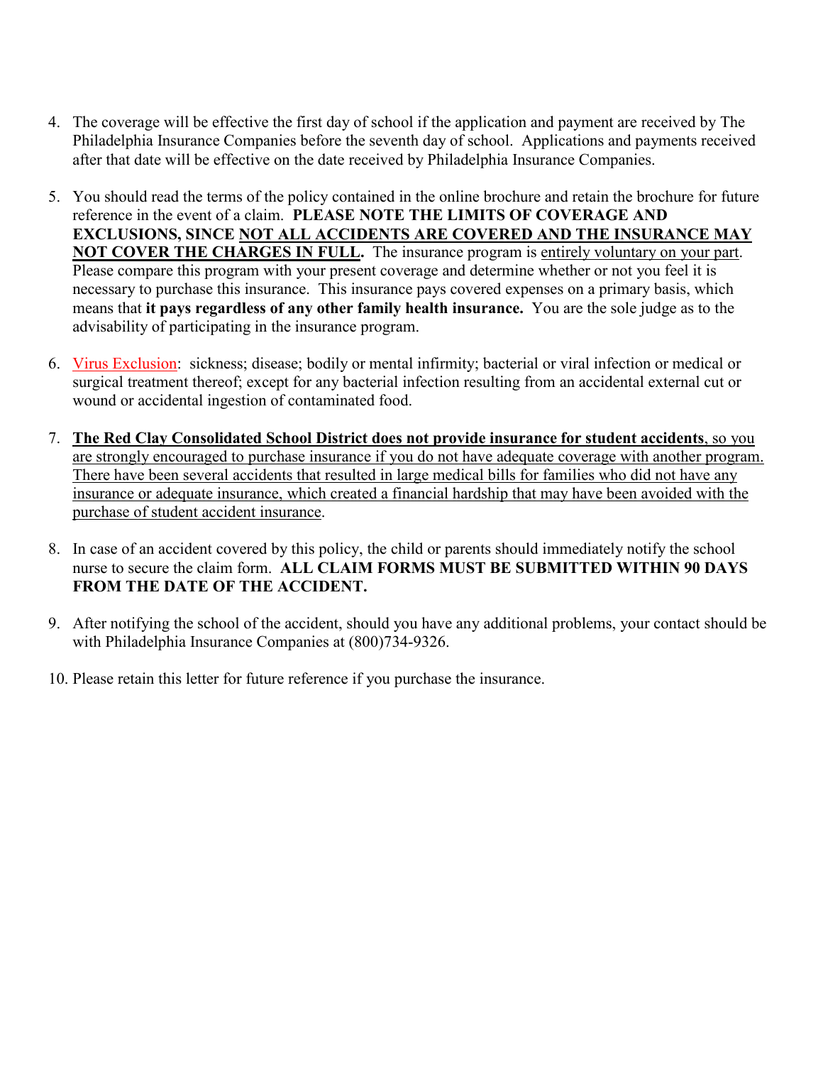4. The coverage will be effective the first day of school if the application and payment are received by The Philadelphia Insurance Companies before the seventh day of school. Applications and payments received after that date will be effective on the date received by Philadelphia Insurance Companies.

5. You should read the terms of the policy contained in the online brochure and retain the brochure for future reference in the event of a claim. **PLEASE NOTE THE LIMITS OF COVERAGE AND EXCLUSIONS, SINCE NOT ALL ACCIDENTS ARE COVERED AND THE INSURANCE MAY NOT COVER THE CHARGES IN FULL.** The insurance program is entirely voluntary on your part. Please compare this program with your present coverage and determine whether or not you feel it is necessary to purchase this insurance. This insurance pays covered expenses on a primary basis, which means that **it pays regardless of any other family health insurance.** You are the sole judge as to the advisability of participating in the insurance program.

6. Virus Exclusion: sickness; disease; bodily or mental infirmity; bacterial or viral infection or medical or surgical treatment thereof; except for any bacterial infection resulting from an accidental external cut or wound or accidental ingestion of contaminated food.

7. **The Red Clay Consolidated School District does not provide insurance for student accidents**, so you are strongly encouraged to purchase insurance if you do not have adequate coverage with another program. There have been several accidents that resulted in large medical bills for families who did not have any insurance or adequate insurance, which created a financial hardship that may have been avoided with the purchase of student accident insurance.

8. In case of an accident covered by this policy, the child or parents should immediately notify the school nurse to secure the claim form. **ALL CLAIM FORMS MUST BE SUBMITTED WITHIN 90 DAYS FROM THE DATE OF THE ACCIDENT.**

9. After notifying the school of the accident, should you have any additional problems, your contact should be with Philadelphia Insurance Companies at (800)734-9326.

10. Please retain this letter for future reference if you purchase the insurance.